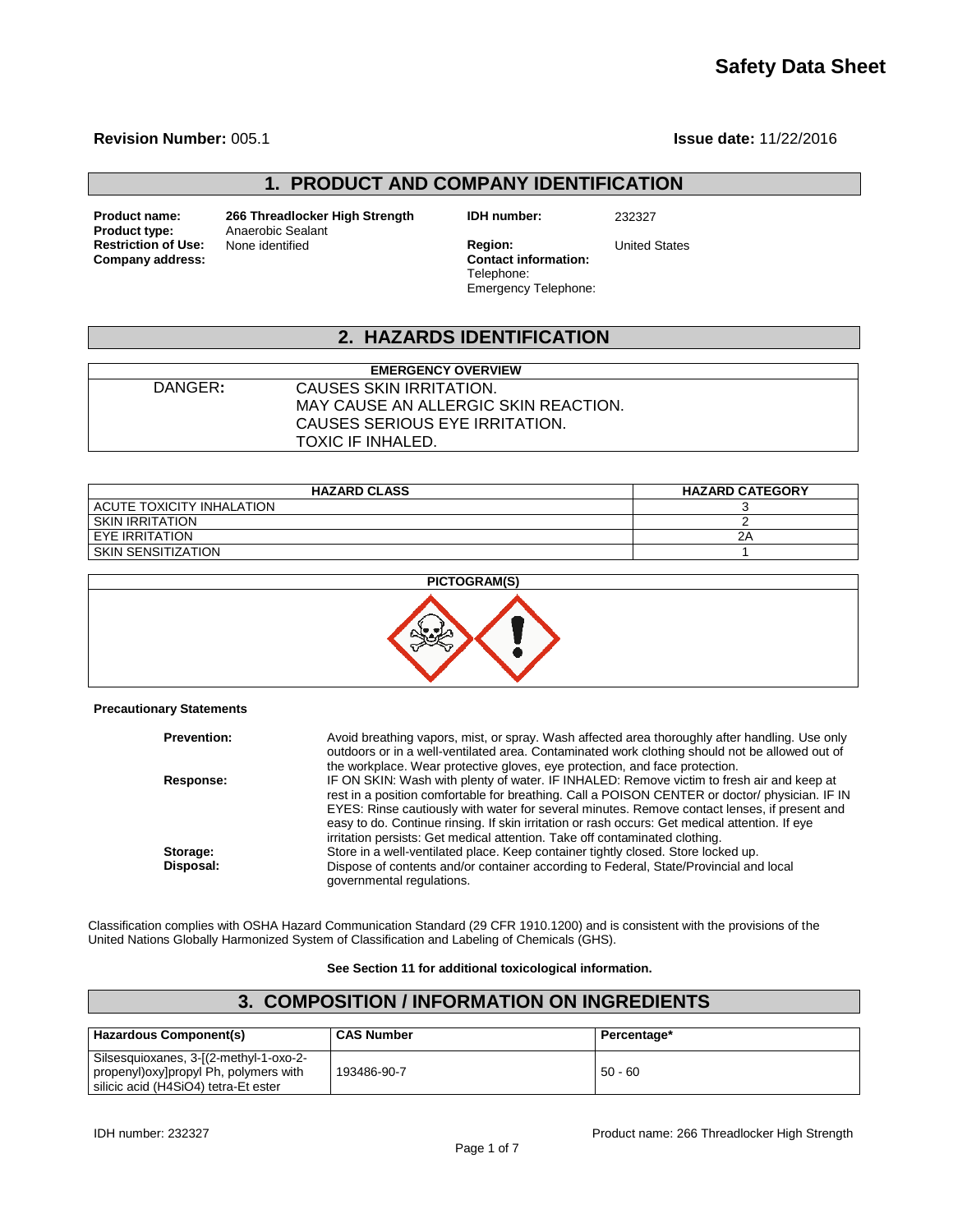# Safety Data Sheet

**Revision Number:** 005.1 **Issue date:** 11/22/2016

## 1. PRODUCT AND COMPANY IDENTIFICATION

**Product name:** 266 Threadlocker High Strength
**Product type:** Anaerobic Sealant
**Restriction of Use:** None identified
**Company address:**

**IDH number:** 232327
**Region:** United States
**Contact information:**
Telephone:
Emergency Telephone:

## 2. HAZARDS IDENTIFICATION

| EMERGENCY OVERVIEW | |
|---|---|
| DANGER: | CAUSES SKIN IRRITATION.<br>MAY CAUSE AN ALLERGIC SKIN REACTION.<br>CAUSES SERIOUS EYE IRRITATION.<br>TOXIC IF INHALED. |

| HAZARD CLASS | HAZARD CATEGORY |
|---|---|
| ACUTE TOXICITY INHALATION | 3 |
| SKIN IRRITATION | 2 |
| EYE IRRITATION | 2A |
| SKIN SENSITIZATION | 1 |

**PICTOGRAM(S)**

**Precautionary Statements**

**Prevention:** Avoid breathing vapors, mist, or spray. Wash affected area thoroughly after handling. Use only outdoors or in a well-ventilated area. Contaminated work clothing should not be allowed out of the workplace. Wear protective gloves, eye protection, and face protection.

**Response:** IF ON SKIN: Wash with plenty of water. IF INHALED: Remove victim to fresh air and keep at rest in a position comfortable for breathing. Call a POISON CENTER or doctor/ physician. IF IN EYES: Rinse cautiously with water for several minutes. Remove contact lenses, if present and easy to do. Continue rinsing. If skin irritation or rash occurs: Get medical attention. If eye irritation persists: Get medical attention. Take off contaminated clothing.

**Storage:** Store in a well-ventilated place. Keep container tightly closed. Store locked up.

**Disposal:** Dispose of contents and/or container according to Federal, State/Provincial and local governmental regulations.

Classification complies with OSHA Hazard Communication Standard (29 CFR 1910.1200) and is consistent with the provisions of the United Nations Globally Harmonized System of Classification and Labeling of Chemicals (GHS).

**See Section 11 for additional toxicological information.**

## 3. COMPOSITION / INFORMATION ON INGREDIENTS

| Hazardous Component(s) | CAS Number | Percentage* |
|---|---|---|
| Silsesquioxanes, 3-[(2-methyl-1-oxo-2-propenyl)oxy]propyl Ph, polymers with silicic acid ($H_4SiO_4$) tetra-Et ester | 193486-90-7 | 50 - 60 |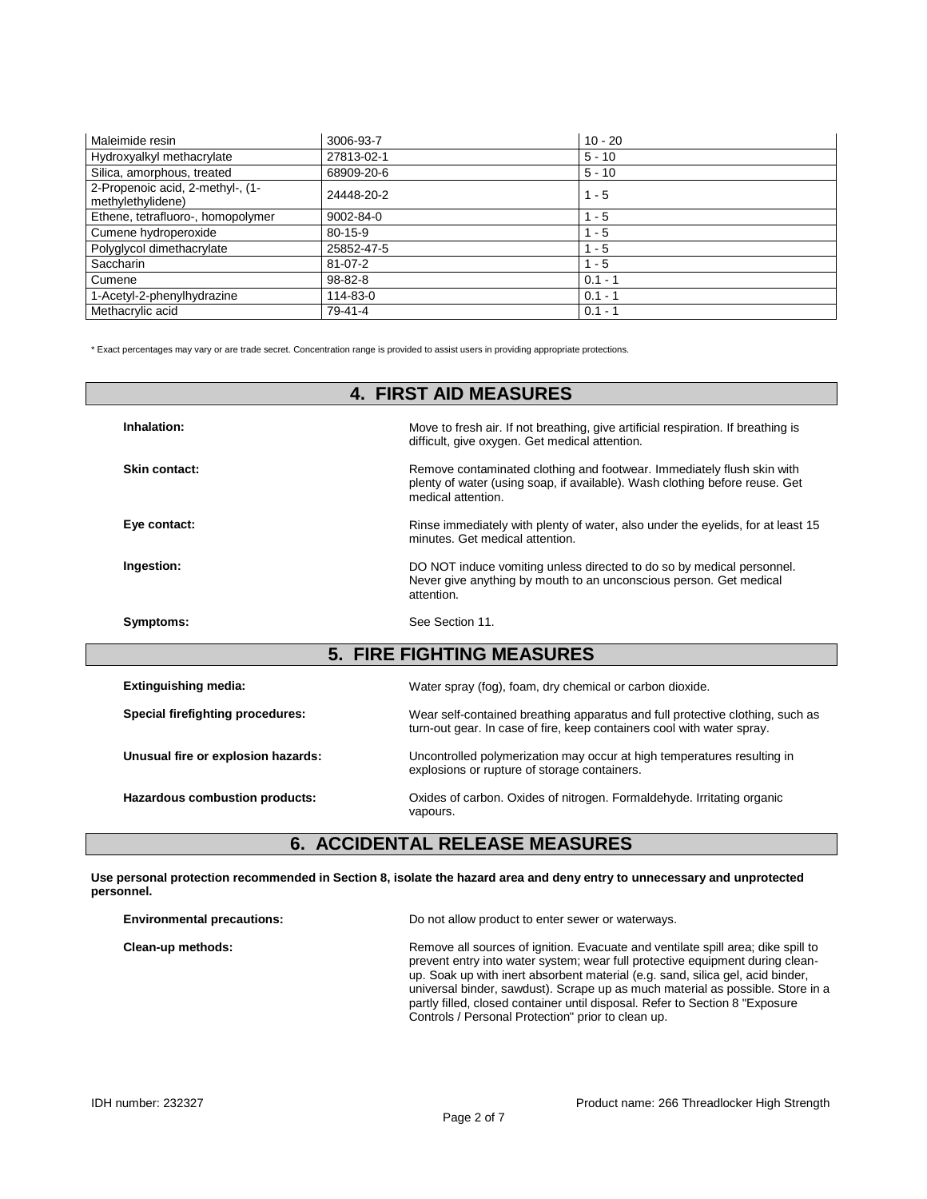| Maleimide resin | 3006-93-7 | 10 - 20 |
|---|---|---|
| Hydroxyalkyl methacrylate | 27813-02-1 | 5 - 10 |
| Silica, amorphous, treated | 68909-20-6 | 5 - 10 |
| 2-Propenoic acid, 2-methyl-, (1-methylethylidene) | 24448-20-2 | 1 - 5 |
| Ethene, tetrafluoro-, homopolymer | 9002-84-0 | 1 - 5 |
| Cumene hydroperoxide | 80-15-9 | 1 - 5 |
| Polyglycol dimethacrylate | 25852-47-5 | 1 - 5 |
| Saccharin | 81-07-2 | 1 - 5 |
| Cumene | 98-82-8 | 0.1 - 1 |
| 1-Acetyl-2-phenylhydrazine | 114-83-0 | 0.1 - 1 |
| Methacrylic acid | 79-41-4 | 0.1 - 1 |

* Exact percentages may vary or are trade secret. Concentration range is provided to assist users in providing appropriate protections.

## 4. FIRST AID MEASURES

**Inhalation:** Move to fresh air. If not breathing, give artificial respiration. If breathing is difficult, give oxygen. Get medical attention.

**Skin contact:** Remove contaminated clothing and footwear. Immediately flush skin with plenty of water (using soap, if available). Wash clothing before reuse. Get medical attention.

**Eye contact:** Rinse immediately with plenty of water, also under the eyelids, for at least 15 minutes. Get medical attention.

**Ingestion:** DO NOT induce vomiting unless directed to do so by medical personnel. Never give anything by mouth to an unconscious person. Get medical attention.

**Symptoms:** See Section 11.

## 5. FIRE FIGHTING MEASURES

**Extinguishing media:** Water spray (fog), foam, dry chemical or carbon dioxide.

**Special firefighting procedures:** Wear self-contained breathing apparatus and full protective clothing, such as turn-out gear. In case of fire, keep containers cool with water spray.

**Unusual fire or explosion hazards:** Uncontrolled polymerization may occur at high temperatures resulting in explosions or rupture of storage containers.

**Hazardous combustion products:** Oxides of carbon. Oxides of nitrogen. Formaldehyde. Irritating organic vapours.

## 6. ACCIDENTAL RELEASE MEASURES

**Use personal protection recommended in Section 8, isolate the hazard area and deny entry to unnecessary and unprotected personnel.**

**Environmental precautions:** Do not allow product to enter sewer or waterways.

**Clean-up methods:** Remove all sources of ignition. Evacuate and ventilate spill area; dike spill to prevent entry into water system; wear full protective equipment during clean-up. Soak up with inert absorbent material (e.g. sand, silica gel, acid binder, universal binder, sawdust). Scrape up as much material as possible. Store in a partly filled, closed container until disposal. Refer to Section 8 "Exposure Controls / Personal Protection" prior to clean up.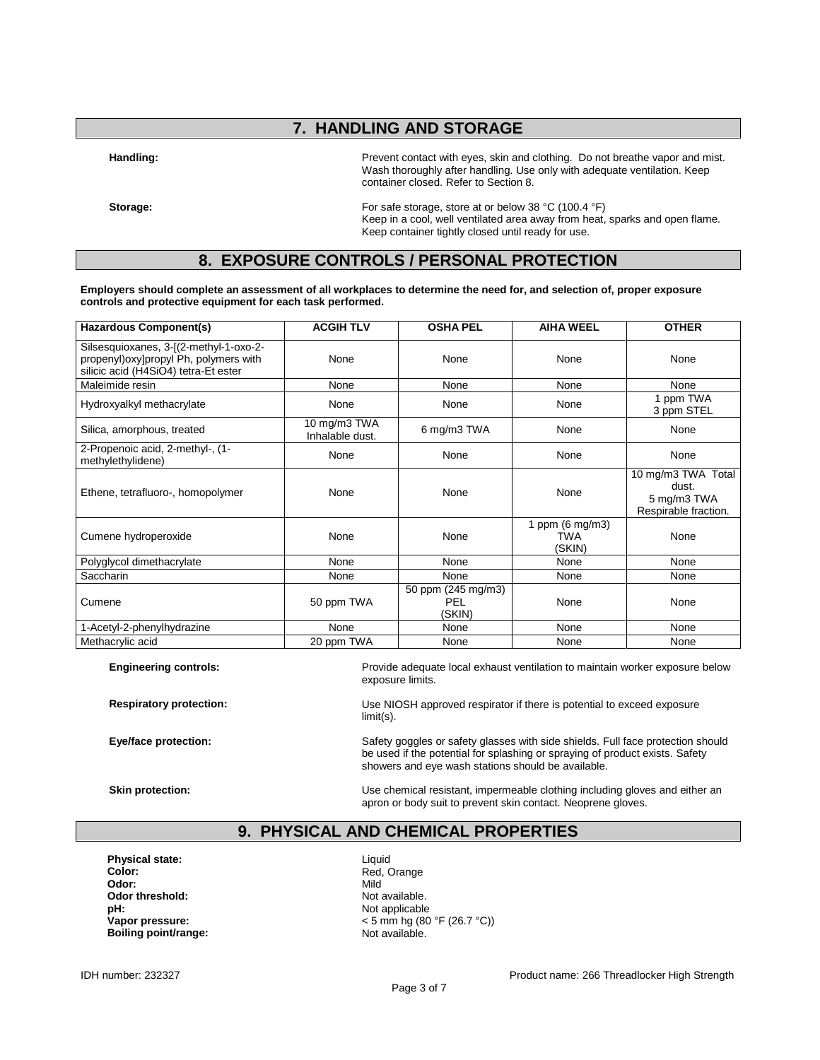## 7. HANDLING AND STORAGE

**Handling:** Prevent contact with eyes, skin and clothing. Do not breathe vapor and mist. Wash thoroughly after handling. Use only with adequate ventilation. Keep container closed. Refer to Section 8.

**Storage:** For safe storage, store at or below 38 °C (100.4 °F)
Keep in a cool, well ventilated area away from heat, sparks and open flame.
Keep container tightly closed until ready for use.

## 8. EXPOSURE CONTROLS / PERSONAL PROTECTION

**Employers should complete an assessment of all workplaces to determine the need for, and selection of, proper exposure controls and protective equipment for each task performed.**

| Hazardous Component(s) | ACGIH TLV | OSHA PEL | AIHA WEEL | OTHER |
|---|---|---|---|---|
| Silsesquioxanes, 3-[(2-methyl-1-oxo-2-propenyl)oxy]propyl Ph, polymers with silicic acid ($H_4SiO_4$) tetra-Et ester | None | None | None | None |
| Maleimide resin | None | None | None | None |
| Hydroxyalkyl methacrylate | None | None | None | 1 ppm TWA 3 ppm STEL |
| Silica, amorphous, treated | 10 mg/m3 TWA Inhalable dust. | 6 mg/m3 TWA | None | None |
| 2-Propenoic acid, 2-methyl-, (1-methylethylidene) | None | None | None | None |
| Ethene, tetrafluoro-, homopolymer | None | None | None | 10 mg/m3 TWA Total dust. 5 mg/m3 TWA Respirable fraction. |
| Cumene hydroperoxide | None | None | 1 ppm (6 mg/m3) TWA (SKIN) | None |
| Polyglycol dimethacrylate | None | None | None | None |
| Saccharin | None | None | None | None |
| Cumene | 50 ppm TWA | 50 ppm (245 mg/m3) PEL (SKIN) | None | None |
| 1-Acetyl-2-phenylhydrazine | None | None | None | None |
| Methacrylic acid | 20 ppm TWA | None | None | None |

**Engineering controls:** Provide adequate local exhaust ventilation to maintain worker exposure below exposure limits.

**Respiratory protection:** Use NIOSH approved respirator if there is potential to exceed exposure limit(s).

**Eye/face protection:** Safety goggles or safety glasses with side shields. Full face protection should be used if the potential for splashing or spraying of product exists. Safety showers and eye wash stations should be available.

**Skin protection:** Use chemical resistant, impermeable clothing including gloves and either an apron or body suit to prevent skin contact. Neoprene gloves.

## 9. PHYSICAL AND CHEMICAL PROPERTIES

**Physical state:** Liquid
**Color:** Red, Orange
**Odor:** Mild
**Odor threshold:** Not available.
**pH:** Not applicable
**Vapor pressure:** < 5 mm hg (80 °F (26.7 °C))
**Boiling point/range:** Not available.

IDH number: 232327 Product name: 266 Threadlocker High Strength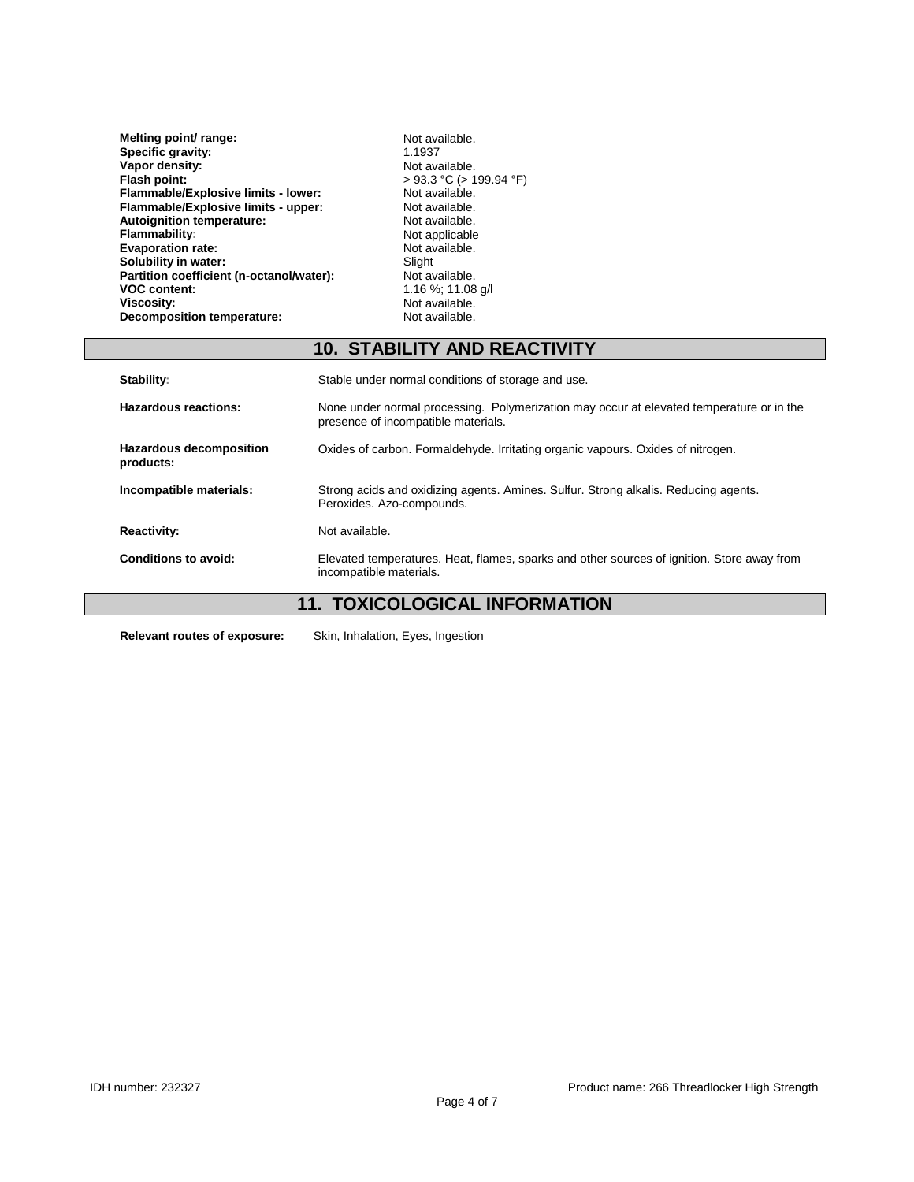| | |
|---|---|
| **Melting point/ range:** | Not available. |
| **Specific gravity:** | 1.1937 |
| **Vapor density:** | Not available. |
| **Flash point:** | > 93.3 °C (> 199.94 °F) |
| **Flammable/Explosive limits - lower:** | Not available. |
| **Flammable/Explosive limits - upper:** | Not available. |
| **Autoignition temperature:** | Not available. |
| **Flammability:** | Not applicable |
| **Evaporation rate:** | Not available. |
| **Solubility in water:** | Slight |
| **Partition coefficient (n-octanol/water):** | Not available. |
| **VOC content:** | 1.16 %; 11.08 g/l |
| **Viscosity:** | Not available. |
| **Decomposition temperature:** | Not available. |

## 10. STABILITY AND REACTIVITY

| | |
|---|---|
| **Stability:** | Stable under normal conditions of storage and use. |
| **Hazardous reactions:** | None under normal processing. Polymerization may occur at elevated temperature or in the presence of incompatible materials. |
| **Hazardous decomposition products:** | Oxides of carbon. Formaldehyde. Irritating organic vapours. Oxides of nitrogen. |
| **Incompatible materials:** | Strong acids and oxidizing agents. Amines. Sulfur. Strong alkalis. Reducing agents. Peroxides. Azo-compounds. |
| **Reactivity:** | Not available. |
| **Conditions to avoid:** | Elevated temperatures. Heat, flames, sparks and other sources of ignition. Store away from incompatible materials. |

## 11. TOXICOLOGICAL INFORMATION

**Relevant routes of exposure:** Skin, Inhalation, Eyes, Ingestion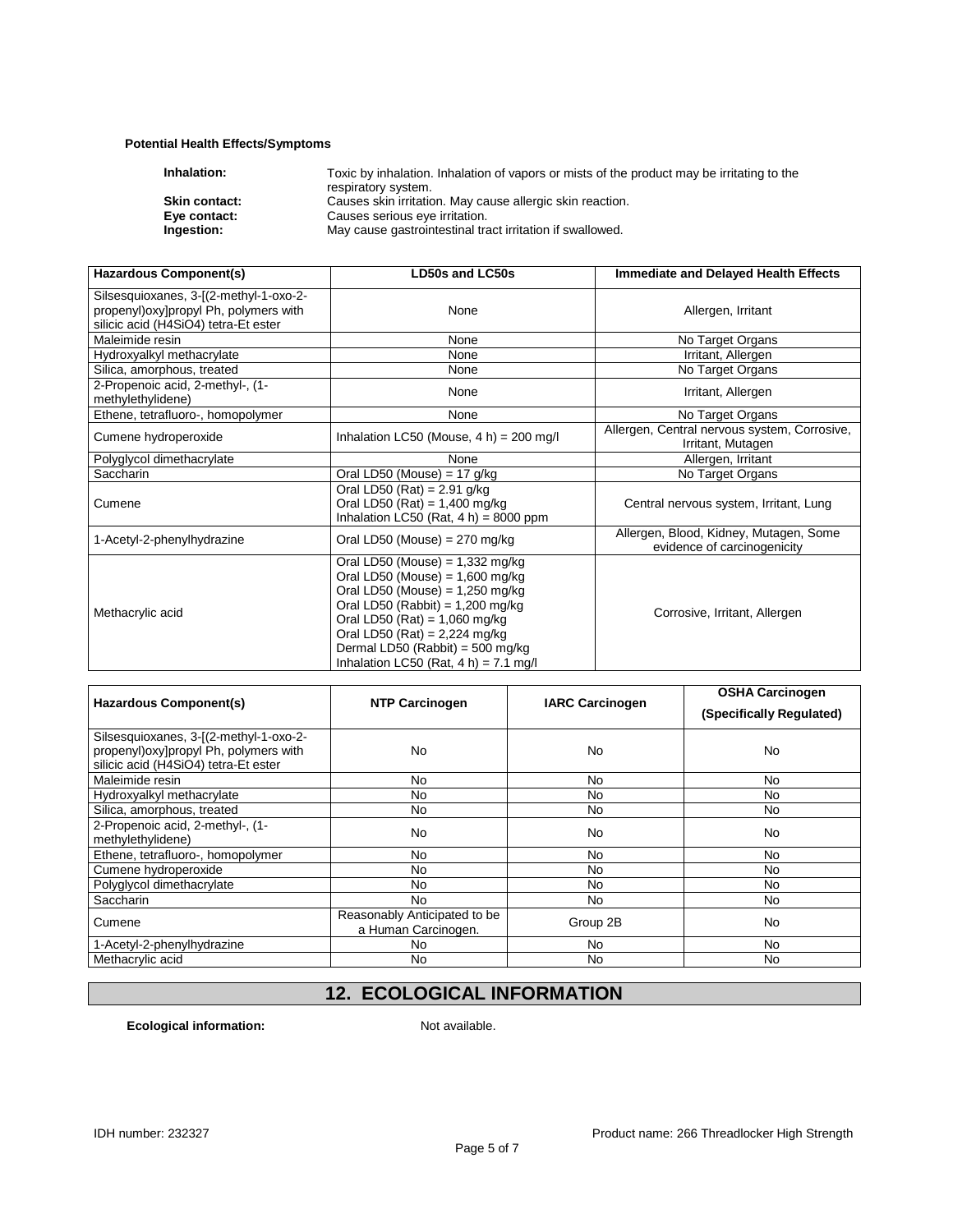**Potential Health Effects/Symptoms**

**Inhalation:** Toxic by inhalation. Inhalation of vapors or mists of the product may be irritating to the respiratory system.
**Skin contact:** Causes skin irritation. May cause allergic skin reaction.
**Eye contact:** Causes serious eye irritation.
**Ingestion:** May cause gastrointestinal tract irritation if swallowed.

| Hazardous Component(s) | LD50s and LC50s | Immediate and Delayed Health Effects |
|---|---|---|
| Silsesquioxanes, 3-[(2-methyl-1-oxo-2-propenyl)oxy]propyl Ph, polymers with silicic acid (H4SiO4) tetra-Et ester | None | Allergen, Irritant |
| Maleimide resin | None | No Target Organs |
| Hydroxyalkyl methacrylate | None | Irritant, Allergen |
| Silica, amorphous, treated | None | No Target Organs |
| 2-Propenoic acid, 2-methyl-, (1-methylethylidene) | None | Irritant, Allergen |
| Ethene, tetrafluoro-, homopolymer | None | No Target Organs |
| Cumene hydroperoxide | Inhalation LC50 (Mouse, 4 h) = 200 mg/l | Allergen, Central nervous system, Corrosive, Irritant, Mutagen |
| Polyglycol dimethacrylate | None | Allergen, Irritant |
| Saccharin | Oral LD50 (Mouse) = 17 g/kg | No Target Organs |
| Cumene | Oral LD50 (Rat) = 2.91 g/kg<br>Oral LD50 (Rat) = 1,400 mg/kg<br>Inhalation LC50 (Rat, 4 h) = 8000 ppm | Central nervous system, Irritant, Lung |
| 1-Acetyl-2-phenylhydrazine | Oral LD50 (Mouse) = 270 mg/kg | Allergen, Blood, Kidney, Mutagen, Some evidence of carcinogenicity |
| Methacrylic acid | Oral LD50 (Mouse) = 1,332 mg/kg<br>Oral LD50 (Mouse) = 1,600 mg/kg<br>Oral LD50 (Mouse) = 1,250 mg/kg<br>Oral LD50 (Rabbit) = 1,200 mg/kg<br>Oral LD50 (Rat) = 1,060 mg/kg<br>Oral LD50 (Rat) = 2,224 mg/kg<br>Dermal LD50 (Rabbit) = 500 mg/kg<br>Inhalation LC50 (Rat, 4 h) = 7.1 mg/l | Corrosive, Irritant, Allergen |

| Hazardous Component(s) | NTP Carcinogen | IARC Carcinogen | OSHA Carcinogen (Specifically Regulated) |
|---|---|---|---|
| Silsesquioxanes, 3-[(2-methyl-1-oxo-2-propenyl)oxy]propyl Ph, polymers with silicic acid (H4SiO4) tetra-Et ester | No | No | No |
| Maleimide resin | No | No | No |
| Hydroxyalkyl methacrylate | No | No | No |
| Silica, amorphous, treated | No | No | No |
| 2-Propenoic acid, 2-methyl-, (1-methylethylidene) | No | No | No |
| Ethene, tetrafluoro-, homopolymer | No | No | No |
| Cumene hydroperoxide | No | No | No |
| Polyglycol dimethacrylate | No | No | No |
| Saccharin | No | No | No |
| Cumene | Reasonably Anticipated to be a Human Carcinogen. | Group 2B | No |
| 1-Acetyl-2-phenylhydrazine | No | No | No |
| Methacrylic acid | No | No | No |

## 12. ECOLOGICAL INFORMATION

**Ecological information:** Not available.

IDH number: 232327 Product name: 266 Threadlocker High Strength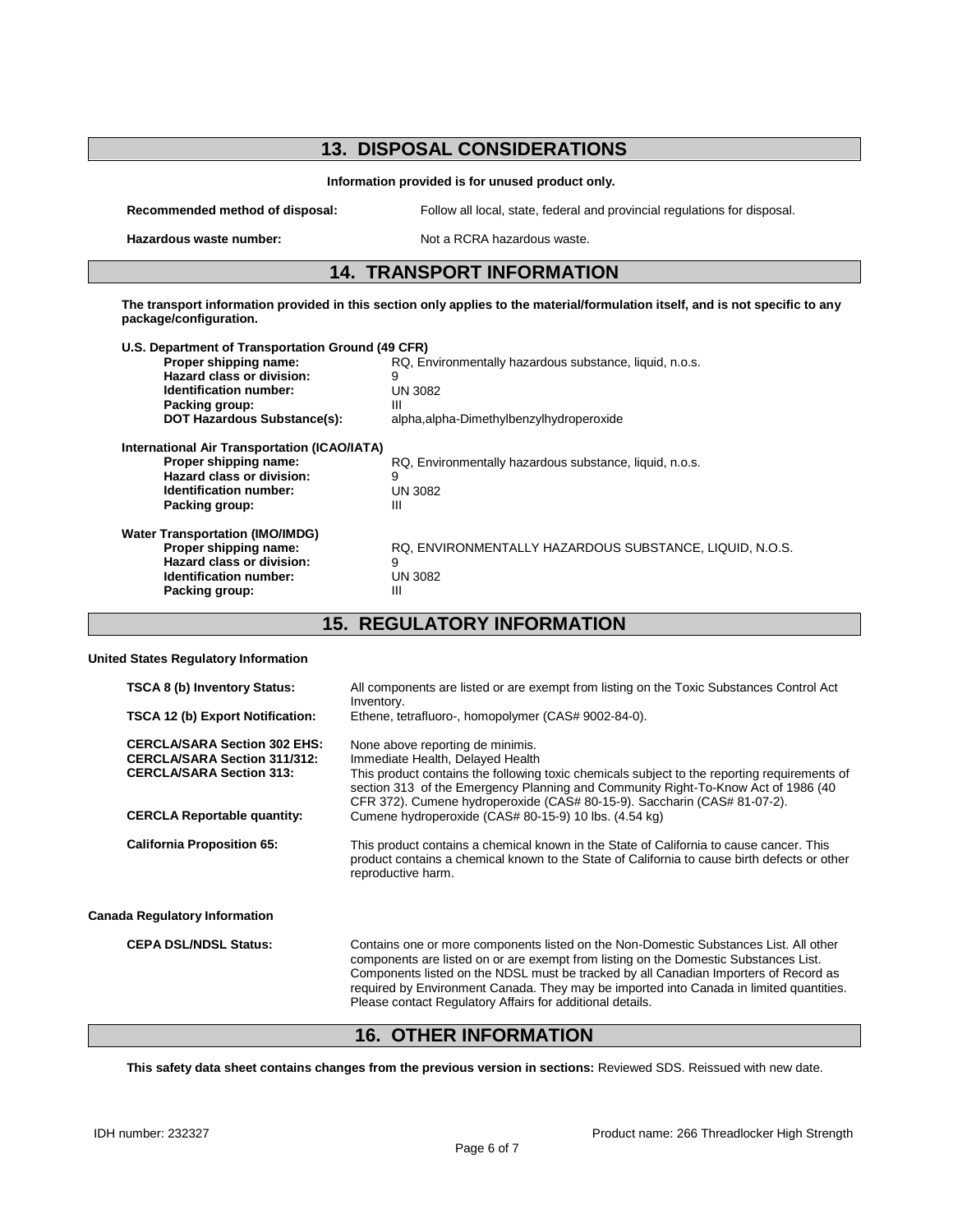## 13. DISPOSAL CONSIDERATIONS

**Information provided is for unused product only.**

| | |
|---|---|
| **Recommended method of disposal:** | Follow all local, state, federal and provincial regulations for disposal. |
| **Hazardous waste number:** | Not a RCRA hazardous waste. |

## 14. TRANSPORT INFORMATION

**The transport information provided in this section only applies to the material/formulation itself, and is not specific to any package/configuration.**

**U.S. Department of Transportation Ground (49 CFR)**

| | |
|---|---|
| **Proper shipping name:** | RQ, Environmentally hazardous substance, liquid, n.o.s. |
| **Hazard class or division:** | 9 |
| **Identification number:** | UN 3082 |
| **Packing group:** | III |
| **DOT Hazardous Substance(s):** | alpha,alpha-Dimethylbenzylhydroperoxide |

**International Air Transportation (ICAO/IATA)**

| | |
|---|---|
| **Proper shipping name:** | RQ, Environmentally hazardous substance, liquid, n.o.s. |
| **Hazard class or division:** | 9 |
| **Identification number:** | UN 3082 |
| **Packing group:** | III |

**Water Transportation (IMO/IMDG)**

| | |
|---|---|
| **Proper shipping name:** | RQ, ENVIRONMENTALLY HAZARDOUS SUBSTANCE, LIQUID, N.O.S. |
| **Hazard class or division:** | 9 |
| **Identification number:** | UN 3082 |
| **Packing group:** | III |

## 15. REGULATORY INFORMATION

**United States Regulatory Information**

| | |
|---|---|
| **TSCA 8 (b) Inventory Status:** | All components are listed or are exempt from listing on the Toxic Substances Control Act Inventory. |
| **TSCA 12 (b) Export Notification:** | Ethene, tetrafluoro-, homopolymer (CAS# 9002-84-0). |
| **CERCLA/SARA Section 302 EHS:** | None above reporting de minimis. |
| **CERCLA/SARA Section 311/312:** | Immediate Health, Delayed Health |
| **CERCLA/SARA Section 313:** | This product contains the following toxic chemicals subject to the reporting requirements of section 313 of the Emergency Planning and Community Right-To-Know Act of 1986 (40 CFR 372). Cumene hydroperoxide (CAS# 80-15-9). Saccharin (CAS# 81-07-2). |
| **CERCLA Reportable quantity:** | Cumene hydroperoxide (CAS# 80-15-9) 10 lbs. (4.54 kg) |
| **California Proposition 65:** | This product contains a chemical known in the State of California to cause cancer. This product contains a chemical known to the State of California to cause birth defects or other reproductive harm. |

**Canada Regulatory Information**

| | |
|---|---|
| **CEPA DSL/NDSL Status:** | Contains one or more components listed on the Non-Domestic Substances List. All other components are listed on or are exempt from listing on the Domestic Substances List. Components listed on the NDSL must be tracked by all Canadian Importers of Record as required by Environment Canada. They may be imported into Canada in limited quantities. Please contact Regulatory Affairs for additional details. |

## 16. OTHER INFORMATION

**This safety data sheet contains changes from the previous version in sections:** Reviewed SDS. Reissued with new date.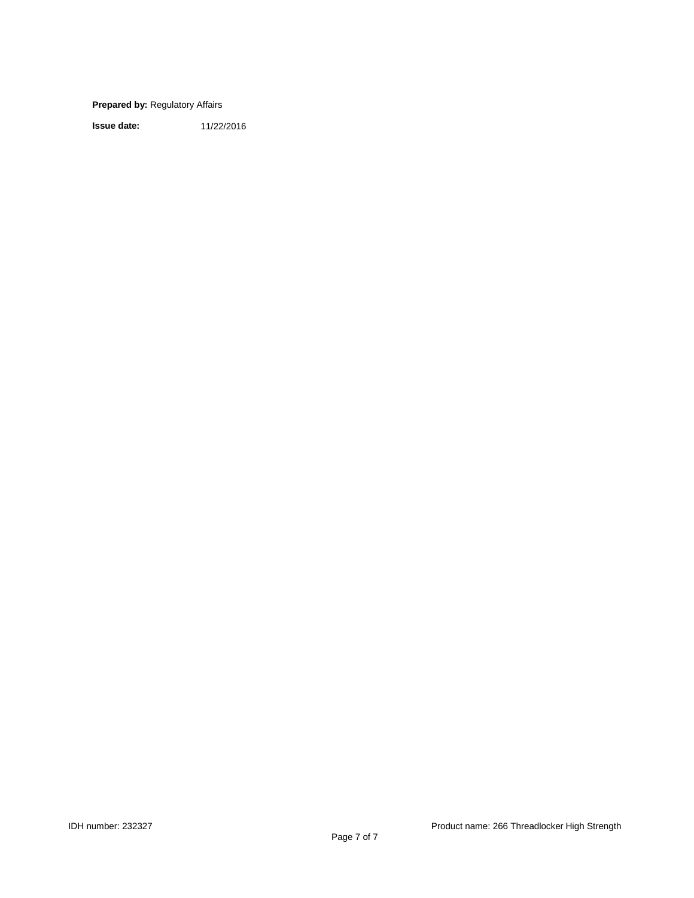**Prepared by:** Regulatory Affairs

**Issue date:** 11/22/2016